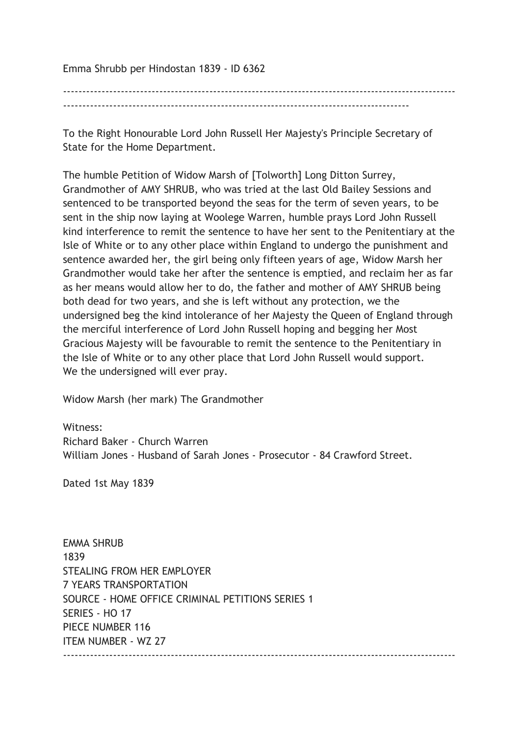Emma Shrubb per Hindostan 1839 - ID 6362

---

To the Right Honourable Lord John Russell Her Majesty's Principle Secretary of State for the Home Department.

The humble Petition of Widow Marsh of [Tolworth] Long Ditton Surrey, Grandmother of AMY SHRUB, who was tried at the last Old Bailey Sessions and sentenced to be transported beyond the seas for the term of seven years, to be sent in the ship now laying at Woolege Warren, humble prays Lord John Russell kind interference to remit the sentence to have her sent to the Penitentiary at the Isle of White or to any other place within England to undergo the punishment and sentence awarded her, the girl being only fifteen years of age, Widow Marsh her Grandmother would take her after the sentence is emptied, and reclaim her as far as her means would allow her to do, the father and mother of AMY SHRUB being both dead for two years, and she is left without any protection, we the undersigned beg the kind intolerance of her Majesty the Queen of England through the merciful interference of Lord John Russell hoping and begging her Most Gracious Majesty will be favourable to remit the sentence to the Penitentiary in the Isle of White or to any other place that Lord John Russell would support.
We the undersigned will ever pray.

Widow Marsh (her mark) The Grandmother

Witness:
Richard Baker - Church Warren
William Jones - Husband of Sarah Jones - Prosecutor - 84 Crawford Street.

Dated 1st May 1839

EMMA SHRUB
1839
STEALING FROM HER EMPLOYER
7 YEARS TRANSPORTATION
SOURCE - HOME OFFICE CRIMINAL PETITIONS SERIES 1
SERIES - HO 17
PIECE NUMBER 116
ITEM NUMBER - WZ 27

---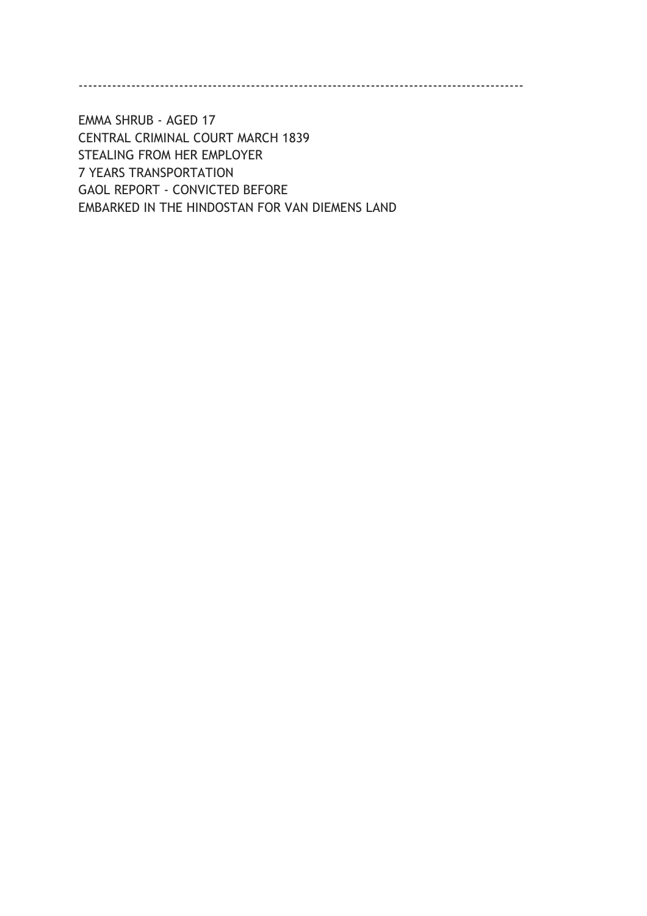---

EMMA SHRUB - AGED 17
CENTRAL CRIMINAL COURT MARCH 1839
STEALING FROM HER EMPLOYER
7 YEARS TRANSPORTATION
GAOL REPORT - CONVICTED BEFORE
EMBARKED IN THE HINDOSTAN FOR VAN DIEMENS LAND